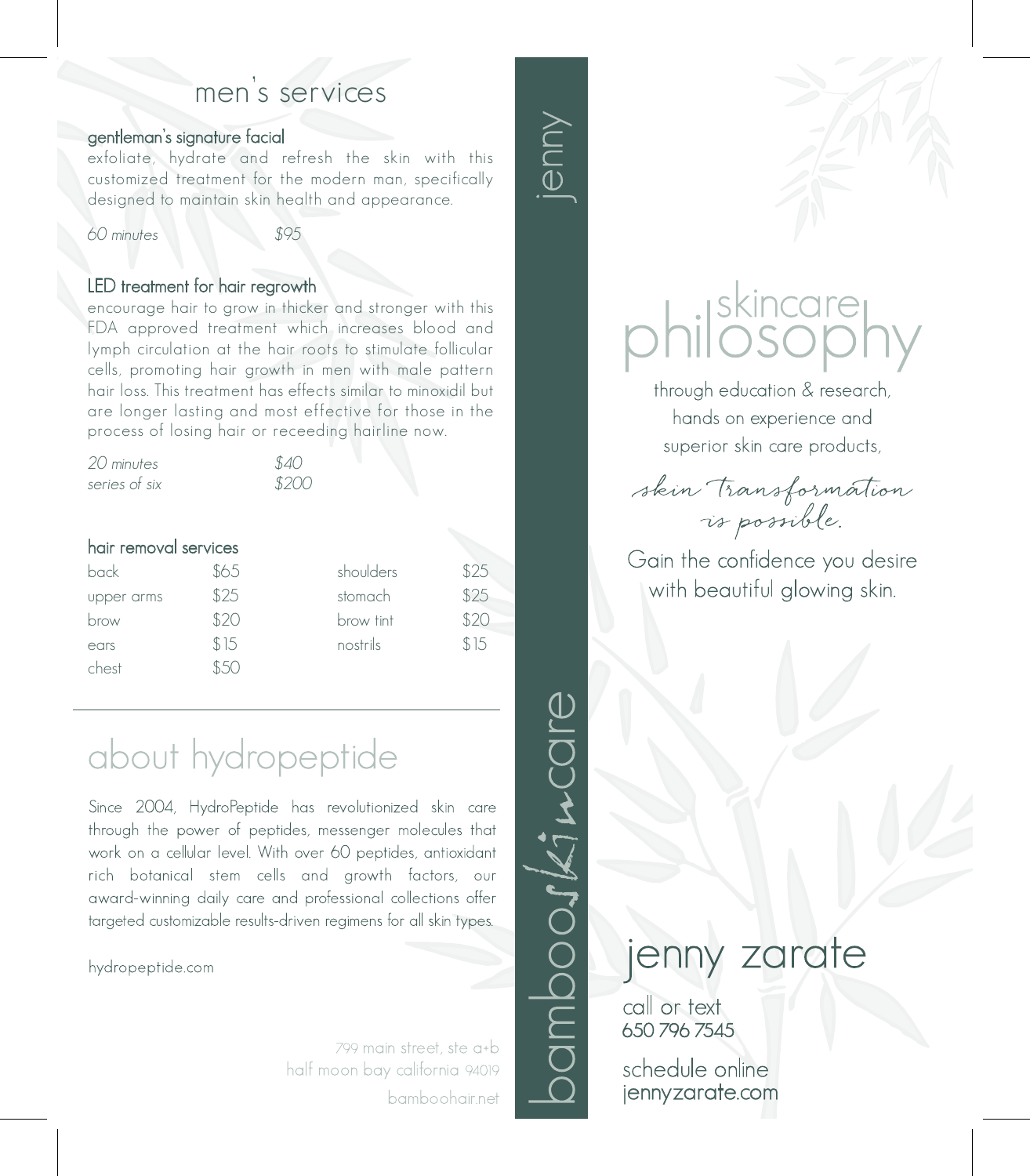## men's services

### gentleman's signature facial

exfoliate, hydrate and refresh the skin with this customized treatment for the modern man, specifically designed to maintain skin health and appearance.

| | |
|---|---|
| *60 minutes* | *$95* |

### LED treatment for hair regrowth

encourage hair to grow in thicker and stronger with this FDA approved treatment which increases blood and lymph circulation at the hair roots to stimulate follicular cells, promoting hair growth in men with male pattern hair loss. This treatment has effects similar to minoxidil but are longer lasting and most effective for those in the process of losing hair or receeding hairline now.

| | |
|---|---|
| *20 minutes* | *$40* |
| *series of six* | *$200* |

### hair removal services

| | | | |
|---|---|---|---|
| back | $65 | shoulders | $25 |
| upper arms | $25 | stomach | $25 |
| brow | $20 | brow tint | $20 |
| ears | $15 | nostrils | $15 |
| chest | $50 | | |

---

## about hydropeptide

Since 2004, HydroPeptide has revolutionized skin care through the power of peptides, messenger molecules that work on a cellular level. With over 60 peptides, antioxidant rich botanical stem cells and growth factors, our award-winning daily care and professional collections offer targeted customizable results-driven regimens for all skin types.

hydropeptide.com

799 main street, ste a+b
half moon bay california 94019
bamboohair.net

jenny

bambooskincare

## skincare philosophy

through education & research,
hands on experience and
superior skin care products,

*skin transformation is possible.*

Gain the confidence you desire
with beautiful glowing skin.

## jenny zarate

call or text
650 796 7545

schedule online
jennyzarate.com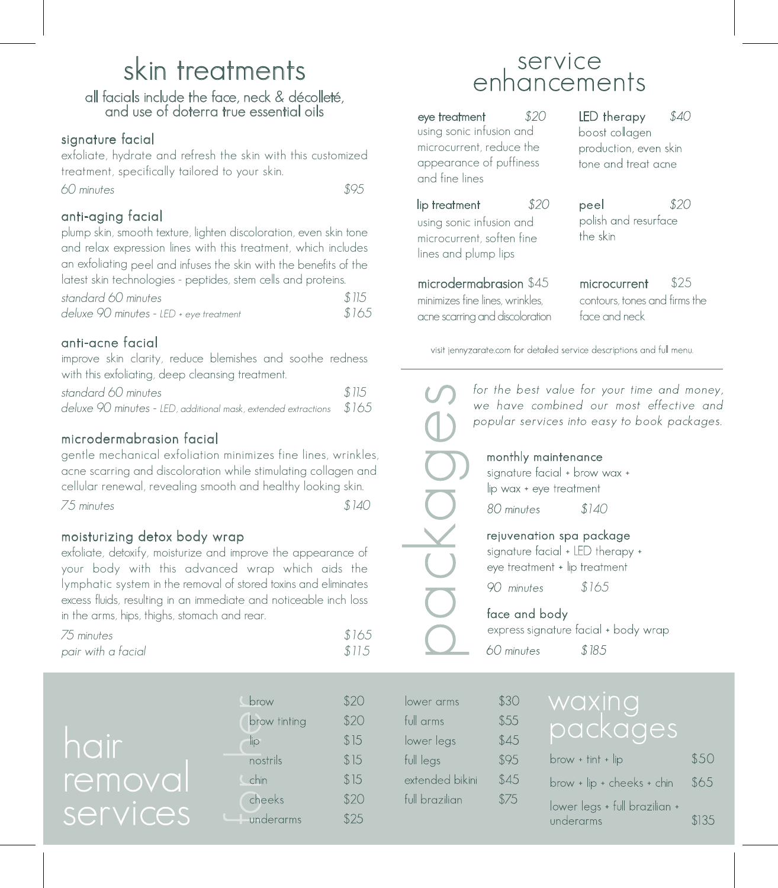# skin treatments

all facials include the face, neck & décolleté, and use of doterra true essential oils

### signature facial

exfoliate, hydrate and refresh the skin with this customized treatment, specifically tailored to your skin.

*60 minutes* — *$95*

### anti-aging facial

plump skin, smooth texture, lighten discoloration, even skin tone and relax expression lines with this treatment, which includes an exfoliating peel and infuses the skin with the benefits of the latest skin technologies - peptides, stem cells and proteins.

*standard 60 minutes* — *$115*
*deluxe 90 minutes - LED + eye treatment* — *$165*

### anti-acne facial

improve skin clarity, reduce blemishes and soothe redness with this exfoliating, deep cleansing treatment.

*standard 60 minutes* — *$115*
*deluxe 90 minutes - LED, additional mask, extended extractions* — *$165*

### microdermabrasion facial

gentle mechanical exfoliation minimizes fine lines, wrinkles, acne scarring and discoloration while stimulating collagen and cellular renewal, revealing smooth and healthy looking skin.

*75 minutes* — *$140*

### moisturizing detox body wrap

exfoliate, detoxify, moisturize and improve the appearance of your body with this advanced wrap which aids the lymphatic system in the removal of stored toxins and eliminates excess fluids, resulting in an immediate and noticeable inch loss in the arms, hips, thighs, stomach and rear.

*75 minutes* — *$165*
*pair with a facial* — *$115*

# service enhancements

### eye treatment — $20

using sonic infusion and microcurrent, reduce the appearance of puffiness and fine lines

### LED therapy — $40

boost collagen production, even skin tone and treat acne

### lip treatment — $20

using sonic infusion and microcurrent, soften fine lines and plump lips

### peel — $20

polish and resurface the skin

### microdermabrasion — $45

minimizes fine lines, wrinkles, acne scarring and discoloration

### microcurrent — $25

contours, tones and firms the face and neck

visit jennyzarate.com for detailed service descriptions and full menu.

# packages

*for the best value for your time and money, we have combined our most effective and popular services into easy to book packages.*

### monthly maintenance

signature facial + brow wax + lip wax + eye treatment

*80 minutes* — *$140*

### rejuvenation spa package

signature facial + LED therapy + eye treatment + lip treatment

*90 minutes* — *$165*

### face and body

express signature facial + body wrap

*60 minutes* — *$185*

# hair removal services

## for her

| | |
|---|---|
| brow | $20 |
| brow tinting | $20 |
| lip | $15 |
| nostrils | $15 |
| chin | $15 |
| cheeks | $20 |
| underarms | $25 |
| lower arms | $30 |
| full arms | $55 |
| lower legs | $45 |
| full legs | $95 |
| extended bikini | $45 |
| full brazilian | $75 |

## waxing packages

| | |
|---|---|
| brow + tint + lip | $50 |
| brow + lip + cheeks + chin | $65 |
| lower legs + full brazilian + underarms | $135 |